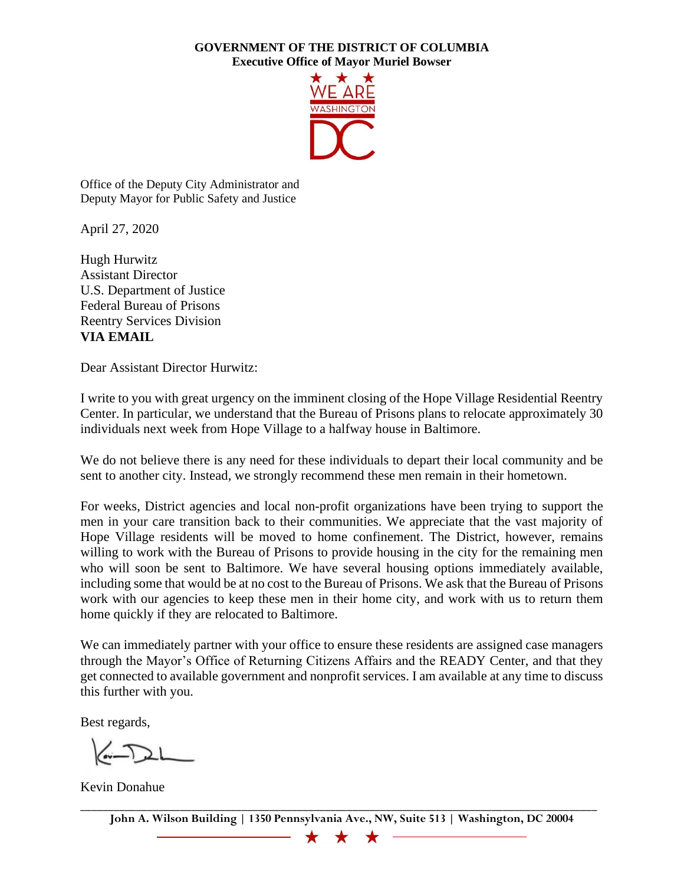**GOVERNMENT OF THE DISTRICT OF COLUMBIA**
**Executive Office of Mayor Muriel Bowser**

Office of the Deputy City Administrator and
Deputy Mayor for Public Safety and Justice

April 27, 2020

Hugh Hurwitz
Assistant Director
U.S. Department of Justice
Federal Bureau of Prisons
Reentry Services Division
**VIA EMAIL**

Dear Assistant Director Hurwitz:

I write to you with great urgency on the imminent closing of the Hope Village Residential Reentry Center. In particular, we understand that the Bureau of Prisons plans to relocate approximately 30 individuals next week from Hope Village to a halfway house in Baltimore.

We do not believe there is any need for these individuals to depart their local community and be sent to another city. Instead, we strongly recommend these men remain in their hometown.

For weeks, District agencies and local non-profit organizations have been trying to support the men in your care transition back to their communities. We appreciate that the vast majority of Hope Village residents will be moved to home confinement. The District, however, remains willing to work with the Bureau of Prisons to provide housing in the city for the remaining men who will soon be sent to Baltimore. We have several housing options immediately available, including some that would be at no cost to the Bureau of Prisons. We ask that the Bureau of Prisons work with our agencies to keep these men in their home city, and work with us to return them home quickly if they are relocated to Baltimore.

We can immediately partner with your office to ensure these residents are assigned case managers through the Mayor's Office of Returning Citizens Affairs and the READY Center, and that they get connected to available government and nonprofit services. I am available at any time to discuss this further with you.

Best regards,

Kevin Donahue

**John A. Wilson Building | 1350 Pennsylvania Ave., NW, Suite 513 | Washington, DC 20004**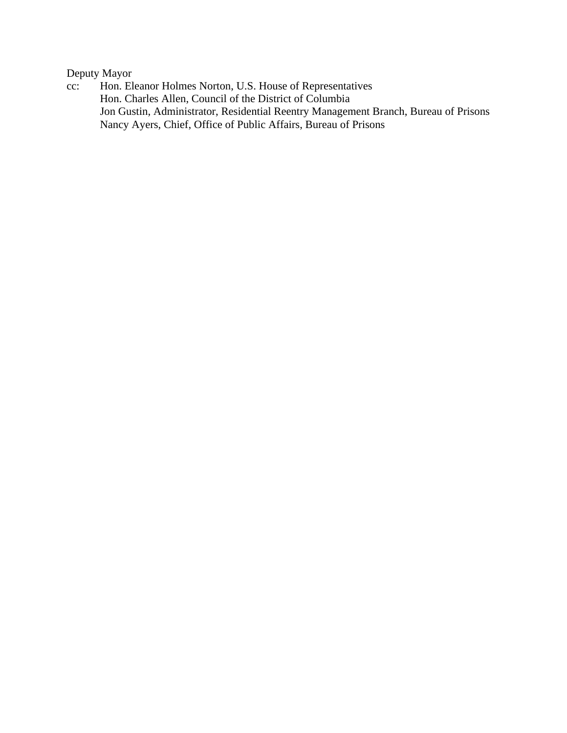Deputy Mayor

cc: Hon. Eleanor Holmes Norton, U.S. House of Representatives
    Hon. Charles Allen, Council of the District of Columbia
    Jon Gustin, Administrator, Residential Reentry Management Branch, Bureau of Prisons
    Nancy Ayers, Chief, Office of Public Affairs, Bureau of Prisons